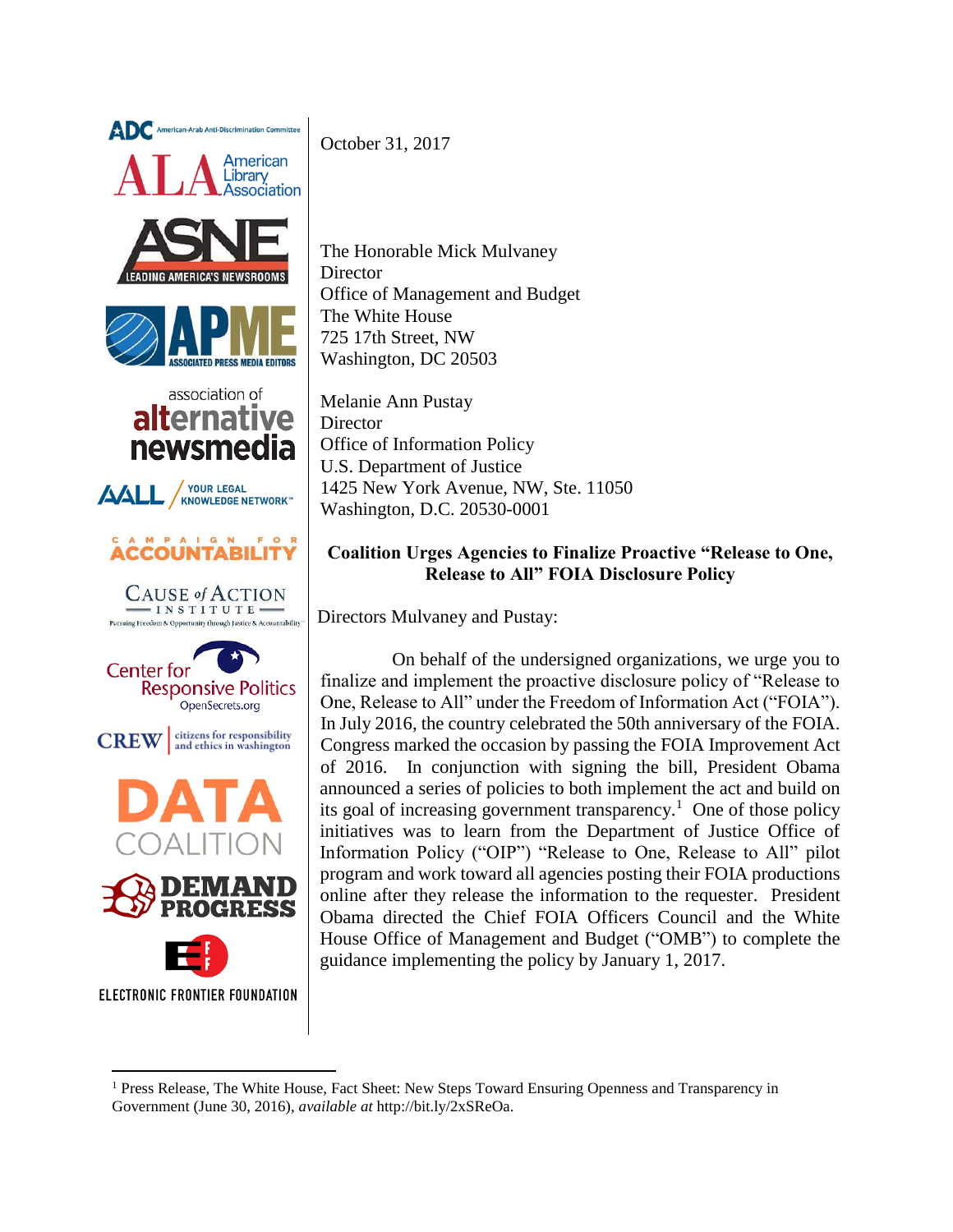ADC American-Arab Anti-Discrimination Committee

ALA American Library Association

ASNE LEADING AMERICA'S NEWSROOMS

APME ASSOCIATED PRESS MEDIA EDITORS

association of alternative newsmedia

AALL YOUR LEGAL KNOWLEDGE NETWORK™

CAMPAIGN FOR ACCOUNTABILITY

CAUSE of ACTION INSTITUTE
Pursuing Freedom & Opportunity through Justice & Accountability™

Center for Responsive Politics
OpenSecrets.org

CREW citizens for responsibility and ethics in washington

DATA COALITION

DEMAND PROGRESS

EFF
ELECTRONIC FRONTIER FOUNDATION

October 31, 2017

The Honorable Mick Mulvaney
Director
Office of Management and Budget
The White House
725 17th Street, NW
Washington, DC 20503

Melanie Ann Pustay
Director
Office of Information Policy
U.S. Department of Justice
1425 New York Avenue, NW, Ste. 11050
Washington, D.C. 20530-0001

**Coalition Urges Agencies to Finalize Proactive "Release to One, Release to All" FOIA Disclosure Policy**

Directors Mulvaney and Pustay:

On behalf of the undersigned organizations, we urge you to finalize and implement the proactive disclosure policy of "Release to One, Release to All" under the Freedom of Information Act ("FOIA"). In July 2016, the country celebrated the 50th anniversary of the FOIA. Congress marked the occasion by passing the FOIA Improvement Act of 2016. In conjunction with signing the bill, President Obama announced a series of policies to both implement the act and build on its goal of increasing government transparency.[1] One of those policy initiatives was to learn from the Department of Justice Office of Information Policy ("OIP") "Release to One, Release to All" pilot program and work toward all agencies posting their FOIA productions online after they release the information to the requester. President Obama directed the Chief FOIA Officers Council and the White House Office of Management and Budget ("OMB") to complete the guidance implementing the policy by January 1, 2017.

[1] Press Release, The White House, Fact Sheet: New Steps Toward Ensuring Openness and Transparency in Government (June 30, 2016), *available at* http://bit.ly/2xSReOa.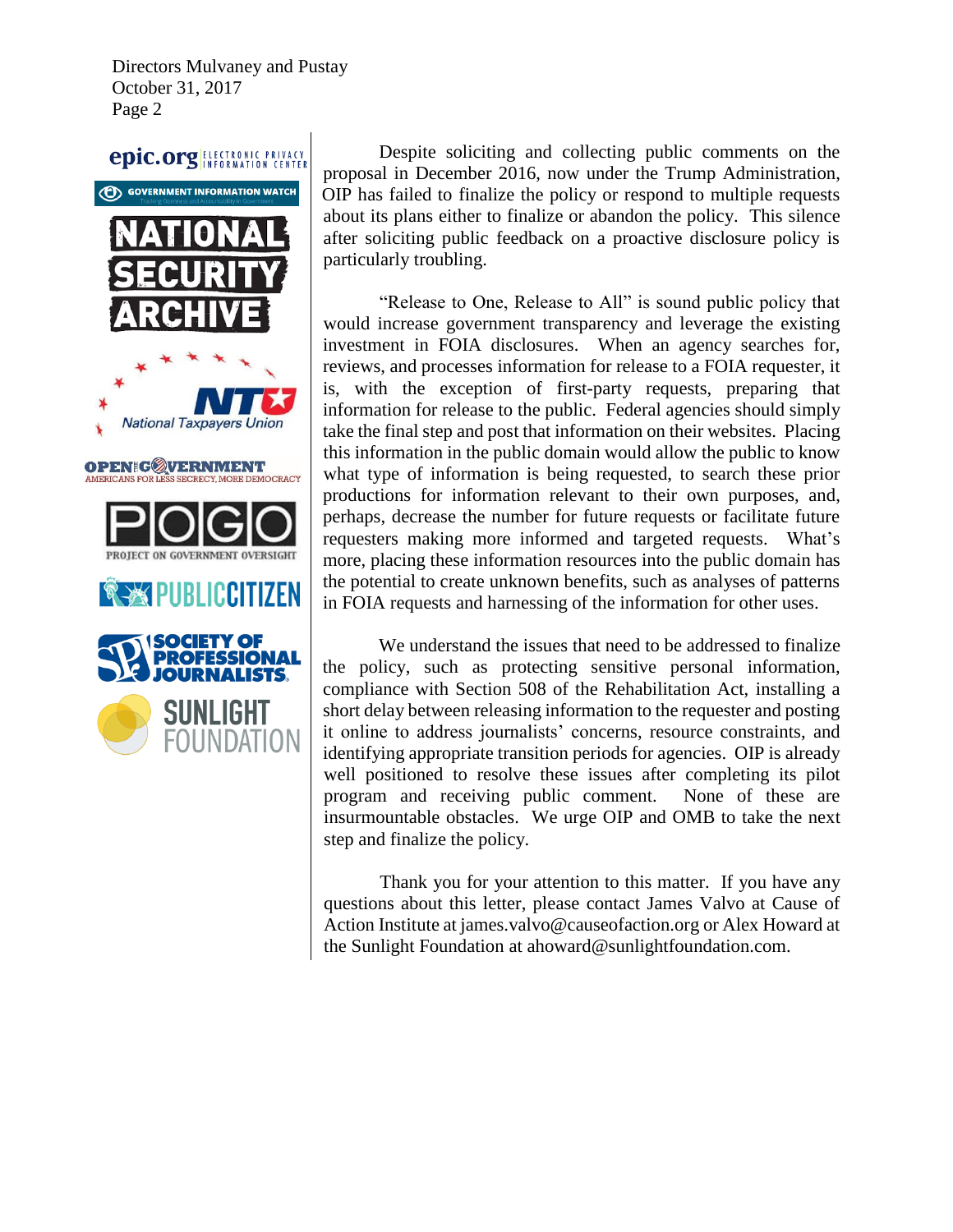Despite soliciting and collecting public comments on the proposal in December 2016, now under the Trump Administration, OIP has failed to finalize the policy or respond to multiple requests about its plans either to finalize or abandon the policy. This silence after soliciting public feedback on a proactive disclosure policy is particularly troubling.

"Release to One, Release to All" is sound public policy that would increase government transparency and leverage the existing investment in FOIA disclosures. When an agency searches for, reviews, and processes information for release to a FOIA requester, it is, with the exception of first-party requests, preparing that information for release to the public. Federal agencies should simply take the final step and post that information on their websites. Placing this information in the public domain would allow the public to know what type of information is being requested, to search these prior productions for information relevant to their own purposes, and, perhaps, decrease the number for future requests or facilitate future requesters making more informed and targeted requests. What's more, placing these information resources into the public domain has the potential to create unknown benefits, such as analyses of patterns in FOIA requests and harnessing of the information for other uses.

We understand the issues that need to be addressed to finalize the policy, such as protecting sensitive personal information, compliance with Section 508 of the Rehabilitation Act, installing a short delay between releasing information to the requester and posting it online to address journalists' concerns, resource constraints, and identifying appropriate transition periods for agencies. OIP is already well positioned to resolve these issues after completing its pilot program and receiving public comment. None of these are insurmountable obstacles. We urge OIP and OMB to take the next step and finalize the policy.

Thank you for your attention to this matter. If you have any questions about this letter, please contact James Valvo at Cause of Action Institute at james.valvo@causeofaction.org or Alex Howard at the Sunlight Foundation at ahoward@sunlightfoundation.com.

epic.org ELECTRONIC PRIVACY INFORMATION CENTER

GOVERNMENT INFORMATION WATCH

NATIONAL SECURITY ARCHIVE

National Taxpayers Union

OPEN THE GOVERNMENT
AMERICANS FOR LESS SECRECY, MORE DEMOCRACY

POGO
PROJECT ON GOVERNMENT OVERSIGHT

PUBLIC CITIZEN

SOCIETY OF PROFESSIONAL JOURNALISTS

SUNLIGHT FOUNDATION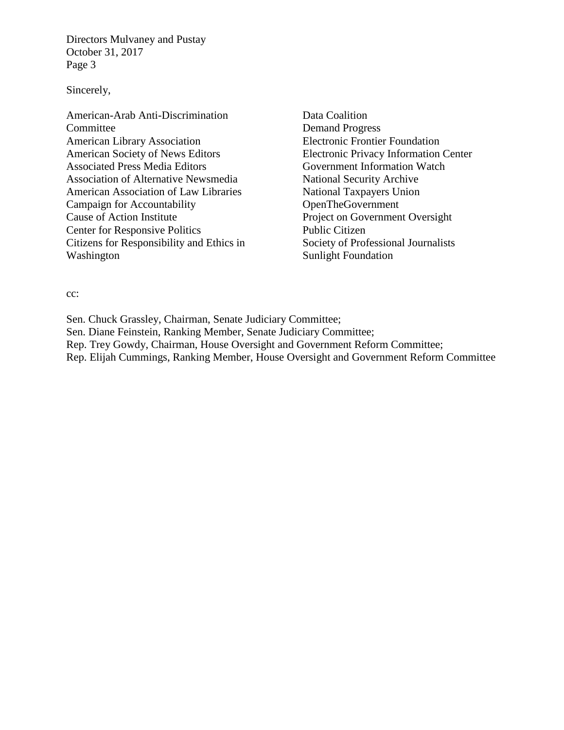Sincerely,

American-Arab Anti-Discrimination Committee
American Library Association
American Society of News Editors
Associated Press Media Editors
Association of Alternative Newsmedia
American Association of Law Libraries
Campaign for Accountability
Cause of Action Institute
Center for Responsive Politics
Citizens for Responsibility and Ethics in Washington
Data Coalition
Demand Progress
Electronic Frontier Foundation
Electronic Privacy Information Center
Government Information Watch
National Security Archive
National Taxpayers Union
OpenTheGovernment
Project on Government Oversight
Public Citizen
Society of Professional Journalists
Sunlight Foundation

cc:

Sen. Chuck Grassley, Chairman, Senate Judiciary Committee;
Sen. Diane Feinstein, Ranking Member, Senate Judiciary Committee;
Rep. Trey Gowdy, Chairman, House Oversight and Government Reform Committee;
Rep. Elijah Cummings, Ranking Member, House Oversight and Government Reform Committee